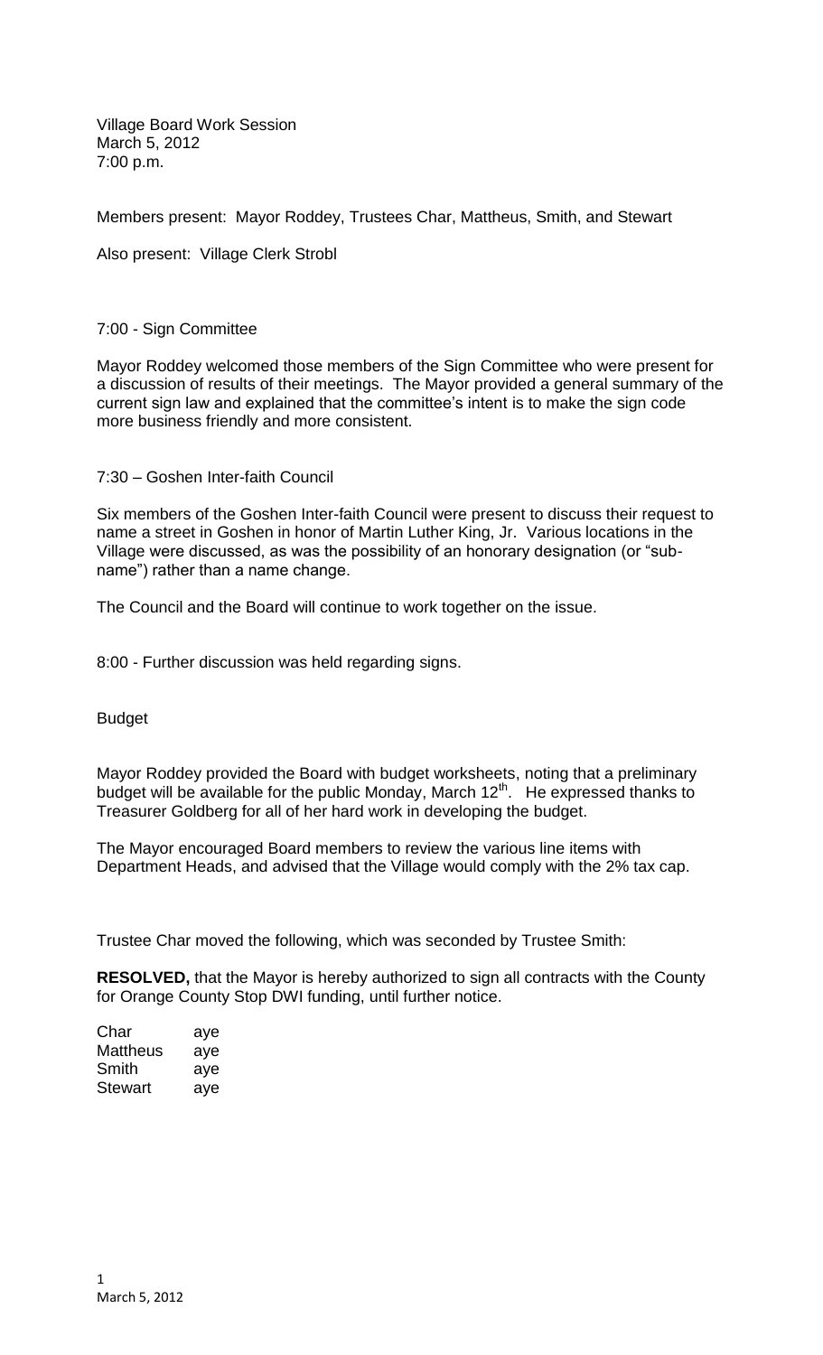Village Board Work Session
March 5, 2012
7:00 p.m.

Members present: Mayor Roddey, Trustees Char, Mattheus, Smith, and Stewart

Also present: Village Clerk Strobl

7:00 - Sign Committee

Mayor Roddey welcomed those members of the Sign Committee who were present for a discussion of results of their meetings. The Mayor provided a general summary of the current sign law and explained that the committee's intent is to make the sign code more business friendly and more consistent.

7:30 – Goshen Inter-faith Council

Six members of the Goshen Inter-faith Council were present to discuss their request to name a street in Goshen in honor of Martin Luther King, Jr. Various locations in the Village were discussed, as was the possibility of an honorary designation (or "sub-name") rather than a name change.

The Council and the Board will continue to work together on the issue.

8:00 - Further discussion was held regarding signs.

Budget

Mayor Roddey provided the Board with budget worksheets, noting that a preliminary budget will be available for the public Monday, March 12th. He expressed thanks to Treasurer Goldberg for all of her hard work in developing the budget.

The Mayor encouraged Board members to review the various line items with Department Heads, and advised that the Village would comply with the 2% tax cap.

Trustee Char moved the following, which was seconded by Trustee Smith:

**RESOLVED,** that the Mayor is hereby authorized to sign all contracts with the County for Orange County Stop DWI funding, until further notice.

| | |
|---|---|
| Char | aye |
| Mattheus | aye |
| Smith | aye |
| Stewart | aye |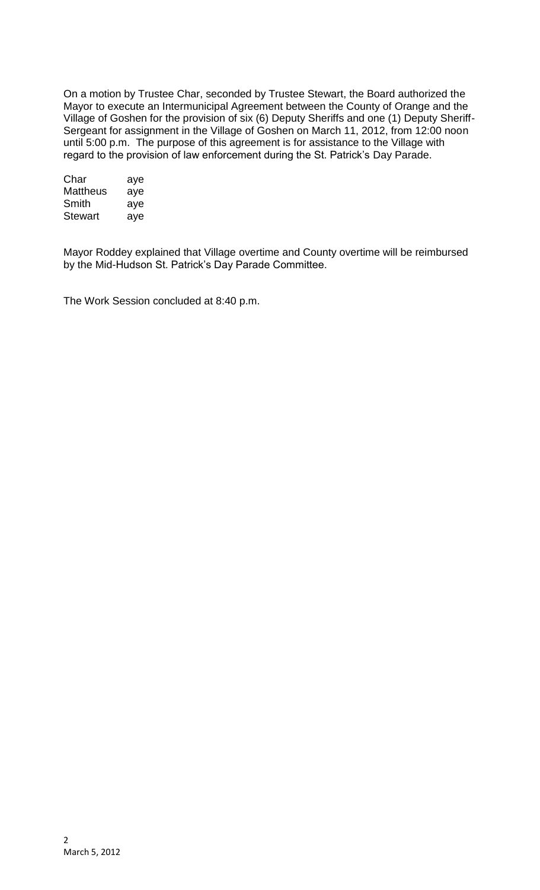On a motion by Trustee Char, seconded by Trustee Stewart, the Board authorized the Mayor to execute an Intermunicipal Agreement between the County of Orange and the Village of Goshen for the provision of six (6) Deputy Sheriffs and one (1) Deputy Sheriff-Sergeant for assignment in the Village of Goshen on March 11, 2012, from 12:00 noon until 5:00 p.m. The purpose of this agreement is for assistance to the Village with regard to the provision of law enforcement during the St. Patrick's Day Parade.

| | |
|---|---|
| Char | aye |
| Mattheus | aye |
| Smith | aye |
| Stewart | aye |

Mayor Roddey explained that Village overtime and County overtime will be reimbursed by the Mid-Hudson St. Patrick's Day Parade Committee.

The Work Session concluded at 8:40 p.m.